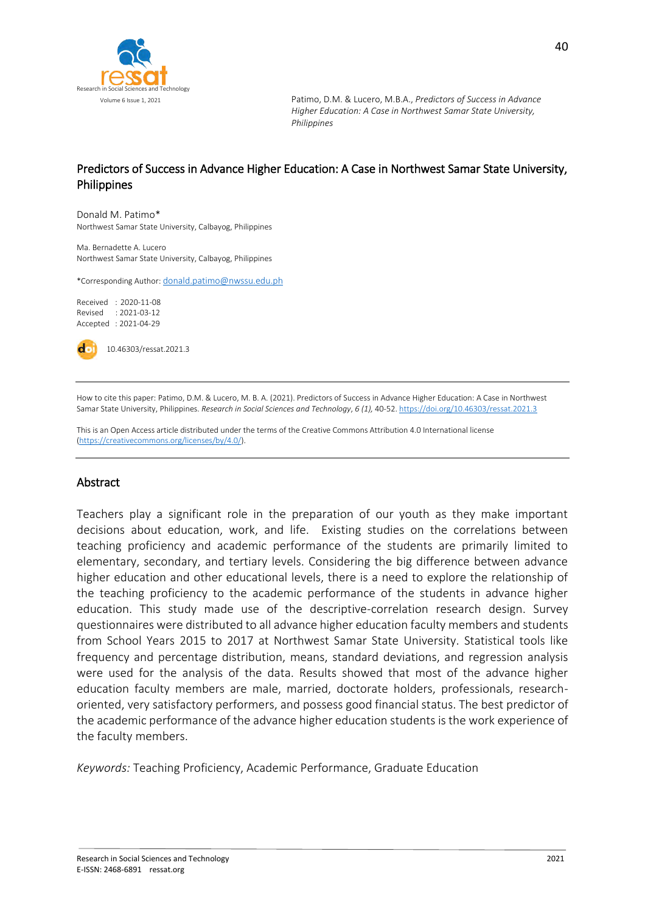# Predictors of Success in Advance Higher Education: A Case in Northwest Samar State University, Philippines

Donald M. Patimo*
Northwest Samar State University, Calbayog, Philippines

Ma. Bernadette A. Lucero
Northwest Samar State University, Calbayog, Philippines

*Corresponding Author: donald.patimo@nwssu.edu.ph

Received : 2020-11-08
Revised : 2021-03-12
Accepted : 2021-04-29

10.46303/ressat.2021.3

---

How to cite this paper: Patimo, D.M. & Lucero, M. B. A. (2021). Predictors of Success in Advance Higher Education: A Case in Northwest Samar State University, Philippines. *Research in Social Sciences and Technology*, *6 (1),* 40-52. https://doi.org/10.46303/ressat.2021.3

This is an Open Access article distributed under the terms of the Creative Commons Attribution 4.0 International license (https://creativecommons.org/licenses/by/4.0/).

---

## Abstract

Teachers play a significant role in the preparation of our youth as they make important decisions about education, work, and life. Existing studies on the correlations between teaching proficiency and academic performance of the students are primarily limited to elementary, secondary, and tertiary levels. Considering the big difference between advance higher education and other educational levels, there is a need to explore the relationship of the teaching proficiency to the academic performance of the students in advance higher education. This study made use of the descriptive-correlation research design. Survey questionnaires were distributed to all advance higher education faculty members and students from School Years 2015 to 2017 at Northwest Samar State University. Statistical tools like frequency and percentage distribution, means, standard deviations, and regression analysis were used for the analysis of the data. Results showed that most of the advance higher education faculty members are male, married, doctorate holders, professionals, research-oriented, very satisfactory performers, and possess good financial status. The best predictor of the academic performance of the advance higher education students is the work experience of the faculty members.

*Keywords:* Teaching Proficiency, Academic Performance, Graduate Education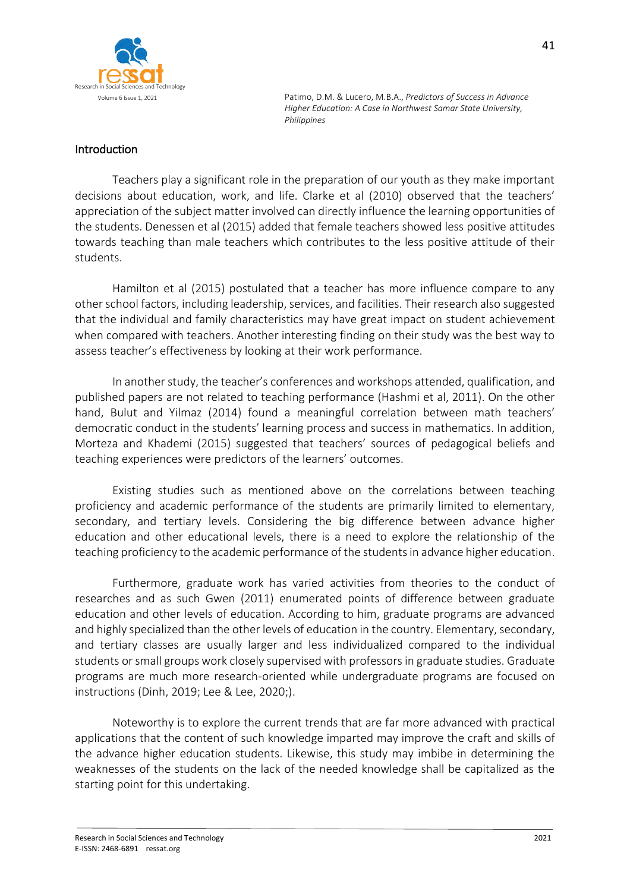## Introduction

Teachers play a significant role in the preparation of our youth as they make important decisions about education, work, and life. Clarke et al (2010) observed that the teachers' appreciation of the subject matter involved can directly influence the learning opportunities of the students. Denessen et al (2015) added that female teachers showed less positive attitudes towards teaching than male teachers which contributes to the less positive attitude of their students.

Hamilton et al (2015) postulated that a teacher has more influence compare to any other school factors, including leadership, services, and facilities. Their research also suggested that the individual and family characteristics may have great impact on student achievement when compared with teachers. Another interesting finding on their study was the best way to assess teacher's effectiveness by looking at their work performance.

In another study, the teacher's conferences and workshops attended, qualification, and published papers are not related to teaching performance (Hashmi et al, 2011). On the other hand, Bulut and Yilmaz (2014) found a meaningful correlation between math teachers' democratic conduct in the students' learning process and success in mathematics. In addition, Morteza and Khademi (2015) suggested that teachers' sources of pedagogical beliefs and teaching experiences were predictors of the learners' outcomes.

Existing studies such as mentioned above on the correlations between teaching proficiency and academic performance of the students are primarily limited to elementary, secondary, and tertiary levels. Considering the big difference between advance higher education and other educational levels, there is a need to explore the relationship of the teaching proficiency to the academic performance of the students in advance higher education.

Furthermore, graduate work has varied activities from theories to the conduct of researches and as such Gwen (2011) enumerated points of difference between graduate education and other levels of education. According to him, graduate programs are advanced and highly specialized than the other levels of education in the country. Elementary, secondary, and tertiary classes are usually larger and less individualized compared to the individual students or small groups work closely supervised with professors in graduate studies. Graduate programs are much more research-oriented while undergraduate programs are focused on instructions (Dinh, 2019; Lee & Lee, 2020;).

Noteworthy is to explore the current trends that are far more advanced with practical applications that the content of such knowledge imparted may improve the craft and skills of the advance higher education students. Likewise, this study may imbibe in determining the weaknesses of the students on the lack of the needed knowledge shall be capitalized as the starting point for this undertaking.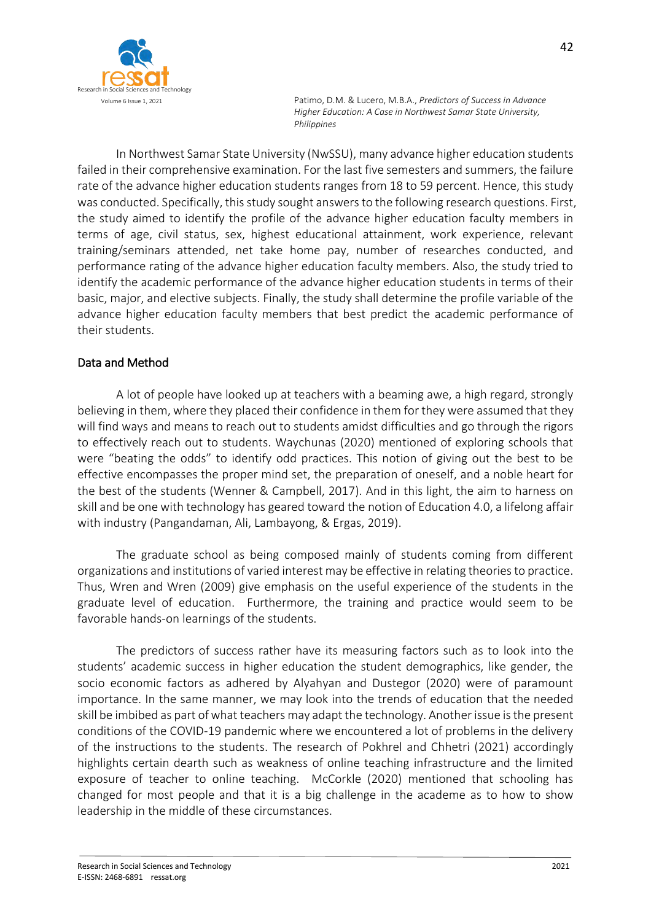In Northwest Samar State University (NwSSU), many advance higher education students failed in their comprehensive examination. For the last five semesters and summers, the failure rate of the advance higher education students ranges from 18 to 59 percent. Hence, this study was conducted. Specifically, this study sought answers to the following research questions. First, the study aimed to identify the profile of the advance higher education faculty members in terms of age, civil status, sex, highest educational attainment, work experience, relevant training/seminars attended, net take home pay, number of researches conducted, and performance rating of the advance higher education faculty members. Also, the study tried to identify the academic performance of the advance higher education students in terms of their basic, major, and elective subjects. Finally, the study shall determine the profile variable of the advance higher education faculty members that best predict the academic performance of their students.

## Data and Method

A lot of people have looked up at teachers with a beaming awe, a high regard, strongly believing in them, where they placed their confidence in them for they were assumed that they will find ways and means to reach out to students amidst difficulties and go through the rigors to effectively reach out to students. Waychunas (2020) mentioned of exploring schools that were "beating the odds" to identify odd practices. This notion of giving out the best to be effective encompasses the proper mind set, the preparation of oneself, and a noble heart for the best of the students (Wenner & Campbell, 2017). And in this light, the aim to harness on skill and be one with technology has geared toward the notion of Education 4.0, a lifelong affair with industry (Pangandaman, Ali, Lambayong, & Ergas, 2019).

The graduate school as being composed mainly of students coming from different organizations and institutions of varied interest may be effective in relating theories to practice. Thus, Wren and Wren (2009) give emphasis on the useful experience of the students in the graduate level of education. Furthermore, the training and practice would seem to be favorable hands-on learnings of the students.

The predictors of success rather have its measuring factors such as to look into the students' academic success in higher education the student demographics, like gender, the socio economic factors as adhered by Alyahyan and Dustegor (2020) were of paramount importance. In the same manner, we may look into the trends of education that the needed skill be imbibed as part of what teachers may adapt the technology. Another issue is the present conditions of the COVID-19 pandemic where we encountered a lot of problems in the delivery of the instructions to the students. The research of Pokhrel and Chhetri (2021) accordingly highlights certain dearth such as weakness of online teaching infrastructure and the limited exposure of teacher to online teaching. McCorkle (2020) mentioned that schooling has changed for most people and that it is a big challenge in the academe as to how to show leadership in the middle of these circumstances.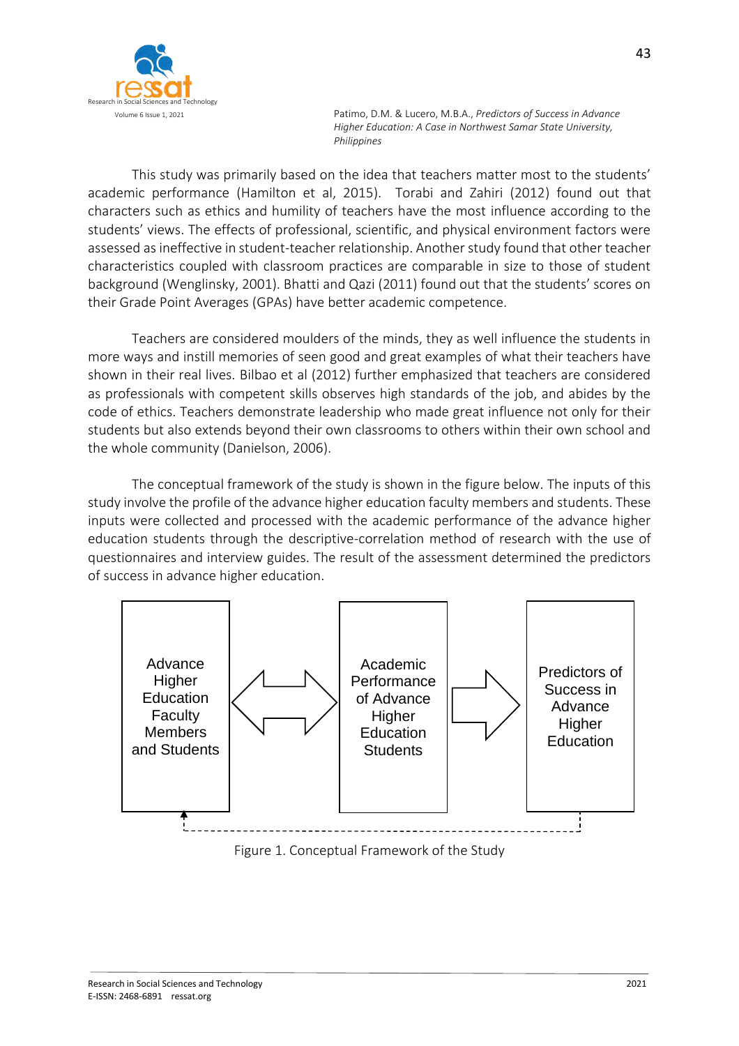This study was primarily based on the idea that teachers matter most to the students' academic performance (Hamilton et al, 2015). Torabi and Zahiri (2012) found out that characters such as ethics and humility of teachers have the most influence according to the students' views. The effects of professional, scientific, and physical environment factors were assessed as ineffective in student-teacher relationship. Another study found that other teacher characteristics coupled with classroom practices are comparable in size to those of student background (Wenglinsky, 2001). Bhatti and Qazi (2011) found out that the students' scores on their Grade Point Averages (GPAs) have better academic competence.

Teachers are considered moulders of the minds, they as well influence the students in more ways and instill memories of seen good and great examples of what their teachers have shown in their real lives. Bilbao et al (2012) further emphasized that teachers are considered as professionals with competent skills observes high standards of the job, and abides by the code of ethics. Teachers demonstrate leadership who made great influence not only for their students but also extends beyond their own classrooms to others within their own school and the whole community (Danielson, 2006).

The conceptual framework of the study is shown in the figure below. The inputs of this study involve the profile of the advance higher education faculty members and students. These inputs were collected and processed with the academic performance of the advance higher education students through the descriptive-correlation method of research with the use of questionnaires and interview guides. The result of the assessment determined the predictors of success in advance higher education.

Advance Higher Education Faculty Members and Students ⟷ Academic Performance of Advance Higher Education Students → Predictors of Success in Advance Higher Education

Figure 1. Conceptual Framework of the Study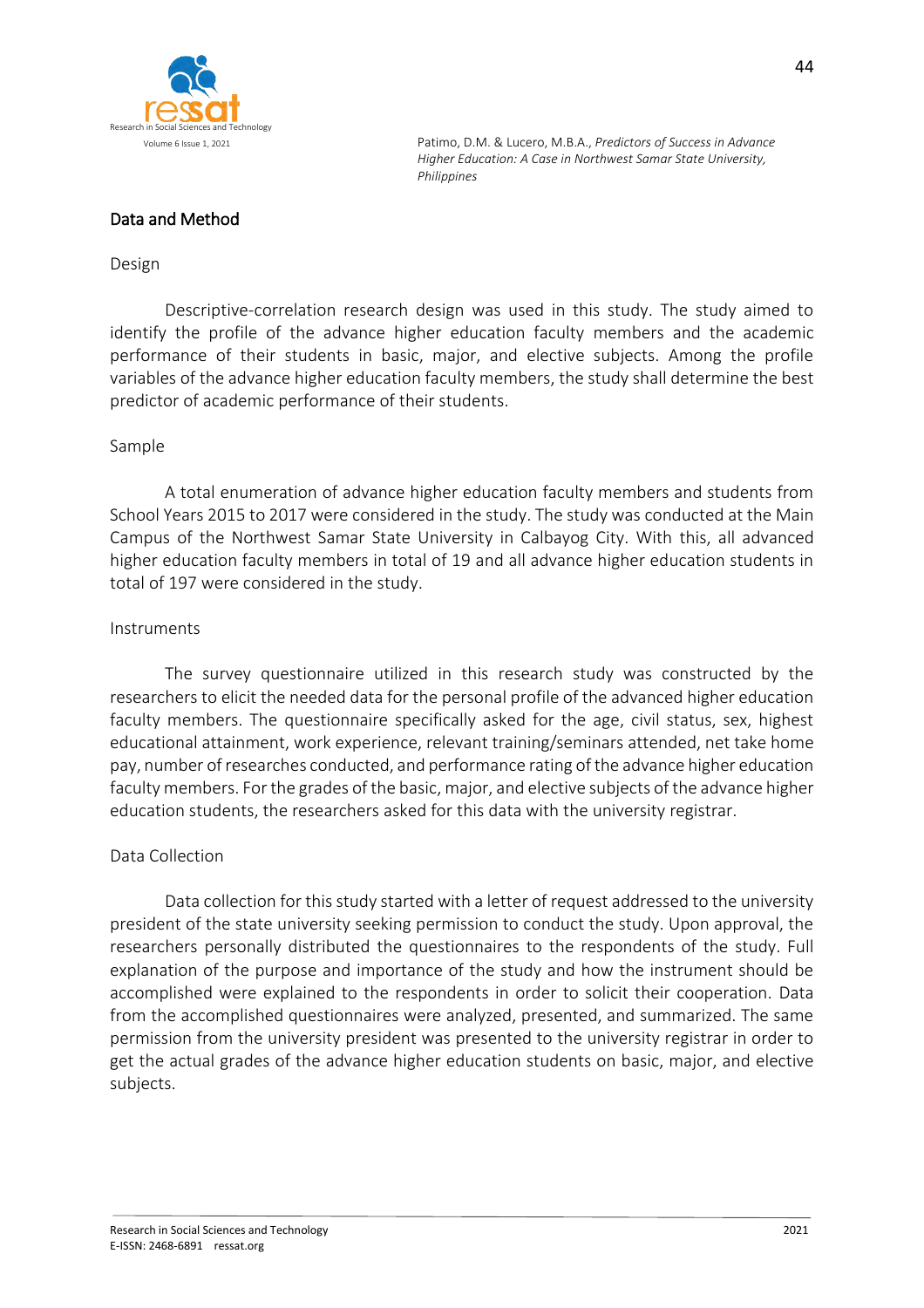## Data and Method

### Design

Descriptive-correlation research design was used in this study. The study aimed to identify the profile of the advance higher education faculty members and the academic performance of their students in basic, major, and elective subjects. Among the profile variables of the advance higher education faculty members, the study shall determine the best predictor of academic performance of their students.

### Sample

A total enumeration of advance higher education faculty members and students from School Years 2015 to 2017 were considered in the study. The study was conducted at the Main Campus of the Northwest Samar State University in Calbayog City. With this, all advanced higher education faculty members in total of 19 and all advance higher education students in total of 197 were considered in the study.

### Instruments

The survey questionnaire utilized in this research study was constructed by the researchers to elicit the needed data for the personal profile of the advanced higher education faculty members. The questionnaire specifically asked for the age, civil status, sex, highest educational attainment, work experience, relevant training/seminars attended, net take home pay, number of researches conducted, and performance rating of the advance higher education faculty members. For the grades of the basic, major, and elective subjects of the advance higher education students, the researchers asked for this data with the university registrar.

### Data Collection

Data collection for this study started with a letter of request addressed to the university president of the state university seeking permission to conduct the study. Upon approval, the researchers personally distributed the questionnaires to the respondents of the study. Full explanation of the purpose and importance of the study and how the instrument should be accomplished were explained to the respondents in order to solicit their cooperation. Data from the accomplished questionnaires were analyzed, presented, and summarized. The same permission from the university president was presented to the university registrar in order to get the actual grades of the advance higher education students on basic, major, and elective subjects.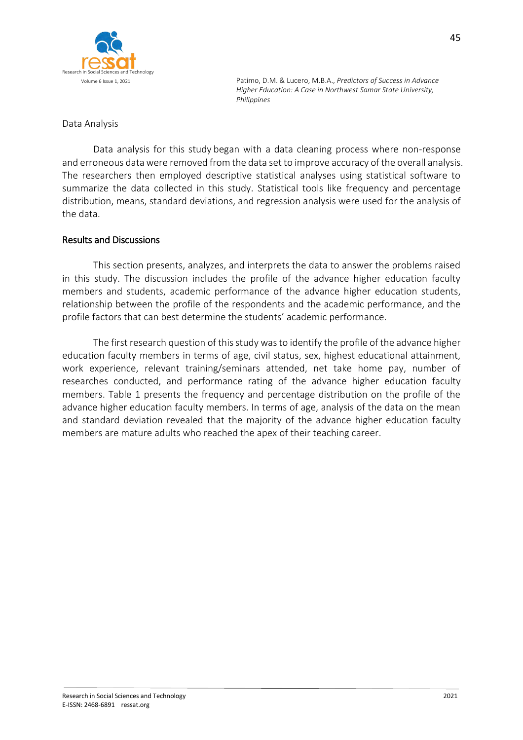Data Analysis

Data analysis for this study began with a data cleaning process where non-response and erroneous data were removed from the data set to improve accuracy of the overall analysis. The researchers then employed descriptive statistical analyses using statistical software to summarize the data collected in this study. Statistical tools like frequency and percentage distribution, means, standard deviations, and regression analysis were used for the analysis of the data.

## Results and Discussions

This section presents, analyzes, and interprets the data to answer the problems raised in this study. The discussion includes the profile of the advance higher education faculty members and students, academic performance of the advance higher education students, relationship between the profile of the respondents and the academic performance, and the profile factors that can best determine the students' academic performance.

The first research question of this study was to identify the profile of the advance higher education faculty members in terms of age, civil status, sex, highest educational attainment, work experience, relevant training/seminars attended, net take home pay, number of researches conducted, and performance rating of the advance higher education faculty members. Table 1 presents the frequency and percentage distribution on the profile of the advance higher education faculty members. In terms of age, analysis of the data on the mean and standard deviation revealed that the majority of the advance higher education faculty members are mature adults who reached the apex of their teaching career.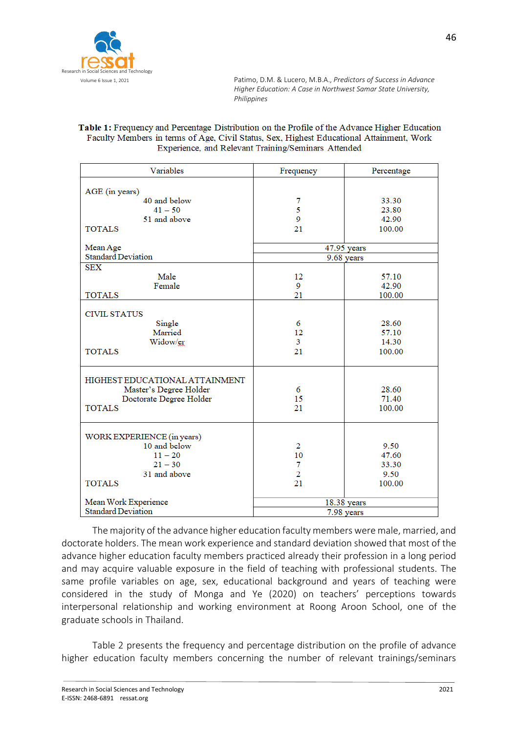**Table 1:** Frequency and Percentage Distribution on the Profile of the Advance Higher Education Faculty Members in terms of Age, Civil Status, Sex, Highest Educational Attainment, Work Experience, and Relevant Training/Seminars Attended

| Variables | Frequency | Percentage |
|---|---|---|
| AGE (in years) | | |
| 40 and below | 7 | 33.30 |
| 41 – 50 | 5 | 23.80 |
| 51 and above | 9 | 42.90 |
| TOTALS | 21 | 100.00 |
| Mean Age | 47.95 years | |
| Standard Deviation | 9.68 years | |
| SEX | | |
| Male | 12 | 57.10 |
| Female | 9 | 42.90 |
| TOTALS | 21 | 100.00 |
| CIVIL STATUS | | |
| Single | 6 | 28.60 |
| Married | 12 | 57.10 |
| Widow/er | 3 | 14.30 |
| TOTALS | 21 | 100.00 |
| HIGHEST EDUCATIONAL ATTAINMENT | | |
| Master's Degree Holder | 6 | 28.60 |
| Doctorate Degree Holder | 15 | 71.40 |
| TOTALS | 21 | 100.00 |
| WORK EXPERIENCE (in years) | | |
| 10 and below | 2 | 9.50 |
| 11 – 20 | 10 | 47.60 |
| 21 – 30 | 7 | 33.30 |
| 31 and above | 2 | 9.50 |
| TOTALS | 21 | 100.00 |
| Mean Work Experience | 18.38 years | |
| Standard Deviation | 7.98 years | |

The majority of the advance higher education faculty members were male, married, and doctorate holders. The mean work experience and standard deviation showed that most of the advance higher education faculty members practiced already their profession in a long period and may acquire valuable exposure in the field of teaching with professional students. The same profile variables on age, sex, educational background and years of teaching were considered in the study of Monga and Ye (2020) on teachers' perceptions towards interpersonal relationship and working environment at Roong Aroon School, one of the graduate schools in Thailand.

Table 2 presents the frequency and percentage distribution on the profile of advance higher education faculty members concerning the number of relevant trainings/seminars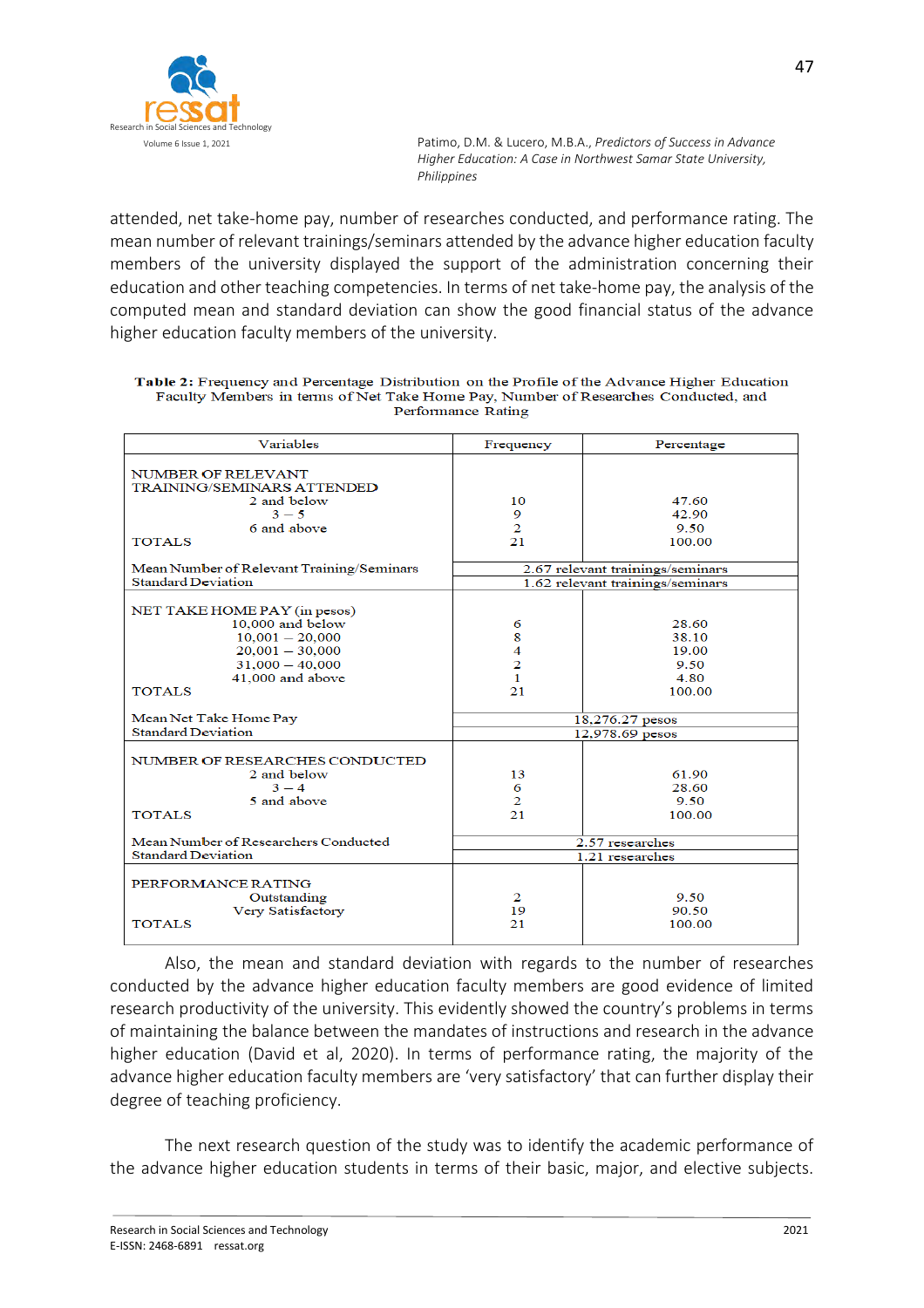attended, net take-home pay, number of researches conducted, and performance rating. The mean number of relevant trainings/seminars attended by the advance higher education faculty members of the university displayed the support of the administration concerning their education and other teaching competencies. In terms of net take-home pay, the analysis of the computed mean and standard deviation can show the good financial status of the advance higher education faculty members of the university.

**Table 2:** Frequency and Percentage Distribution on the Profile of the Advance Higher Education Faculty Members in terms of Net Take Home Pay, Number of Researches Conducted, and Performance Rating

| Variables | Frequency | Percentage |
|---|---|---|
| NUMBER OF RELEVANT TRAINING/SEMINARS ATTENDED | | |
| 2 and below | 10 | 47.60 |
| 3 – 5 | 9 | 42.90 |
| 6 and above | 2 | 9.50 |
| TOTALS | 21 | 100.00 |
| Mean Number of Relevant Training/Seminars | 2.67 relevant trainings/seminars | |
| Standard Deviation | 1.62 relevant trainings/seminars | |
| NET TAKE HOME PAY (in pesos) | | |
| 10,000 and below | 6 | 28.60 |
| 10,001 – 20,000 | 8 | 38.10 |
| 20,001 – 30,000 | 4 | 19.00 |
| 31,000 – 40,000 | 2 | 9.50 |
| 41,000 and above | 1 | 4.80 |
| TOTALS | 21 | 100.00 |
| Mean Net Take Home Pay | 18,276.27 pesos | |
| Standard Deviation | 12,978.69 pesos | |
| NUMBER OF RESEARCHES CONDUCTED | | |
| 2 and below | 13 | 61.90 |
| 3 – 4 | 6 | 28.60 |
| 5 and above | 2 | 9.50 |
| TOTALS | 21 | 100.00 |
| Mean Number of Researchers Conducted | 2.57 researches | |
| Standard Deviation | 1.21 researches | |
| PERFORMANCE RATING | | |
| Outstanding | 2 | 9.50 |
| Very Satisfactory | 19 | 90.50 |
| TOTALS | 21 | 100.00 |

Also, the mean and standard deviation with regards to the number of researches conducted by the advance higher education faculty members are good evidence of limited research productivity of the university. This evidently showed the country's problems in terms of maintaining the balance between the mandates of instructions and research in the advance higher education (David et al, 2020). In terms of performance rating, the majority of the advance higher education faculty members are 'very satisfactory' that can further display their degree of teaching proficiency.

The next research question of the study was to identify the academic performance of the advance higher education students in terms of their basic, major, and elective subjects.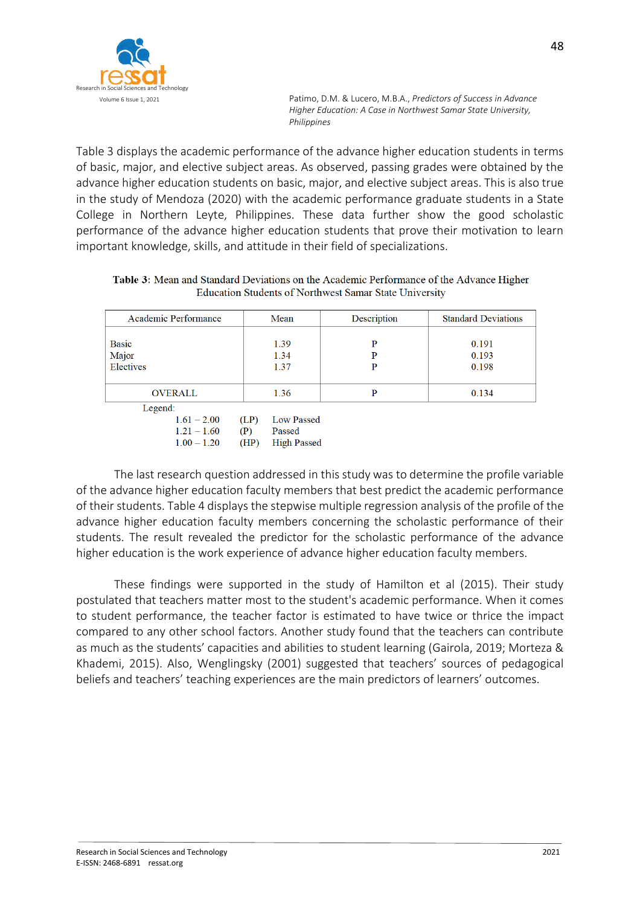Table 3 displays the academic performance of the advance higher education students in terms of basic, major, and elective subject areas. As observed, passing grades were obtained by the advance higher education students on basic, major, and elective subject areas. This is also true in the study of Mendoza (2020) with the academic performance graduate students in a State College in Northern Leyte, Philippines. These data further show the good scholastic performance of the advance higher education students that prove their motivation to learn important knowledge, skills, and attitude in their field of specializations.

**Table 3**: Mean and Standard Deviations on the Academic Performance of the Advance Higher Education Students of Northwest Samar State University

| Academic Performance | Mean | Description | Standard Deviations |
|---|---|---|---|
| Basic | 1.39 | P | 0.191 |
| Major | 1.34 | P | 0.193 |
| Electives | 1.37 | P | 0.198 |
| OVERALL | 1.36 | P | 0.134 |

Legend:

1.61 – 2.00 (LP) Low Passed
1.21 – 1.60 (P) Passed
1.00 – 1.20 (HP) High Passed

The last research question addressed in this study was to determine the profile variable of the advance higher education faculty members that best predict the academic performance of their students. Table 4 displays the stepwise multiple regression analysis of the profile of the advance higher education faculty members concerning the scholastic performance of their students. The result revealed the predictor for the scholastic performance of the advance higher education is the work experience of advance higher education faculty members.

These findings were supported in the study of Hamilton et al (2015). Their study postulated that teachers matter most to the student's academic performance. When it comes to student performance, the teacher factor is estimated to have twice or thrice the impact compared to any other school factors. Another study found that the teachers can contribute as much as the students' capacities and abilities to student learning (Gairola, 2019; Morteza & Khademi, 2015). Also, Wenglingsky (2001) suggested that teachers' sources of pedagogical beliefs and teachers' teaching experiences are the main predictors of learners' outcomes.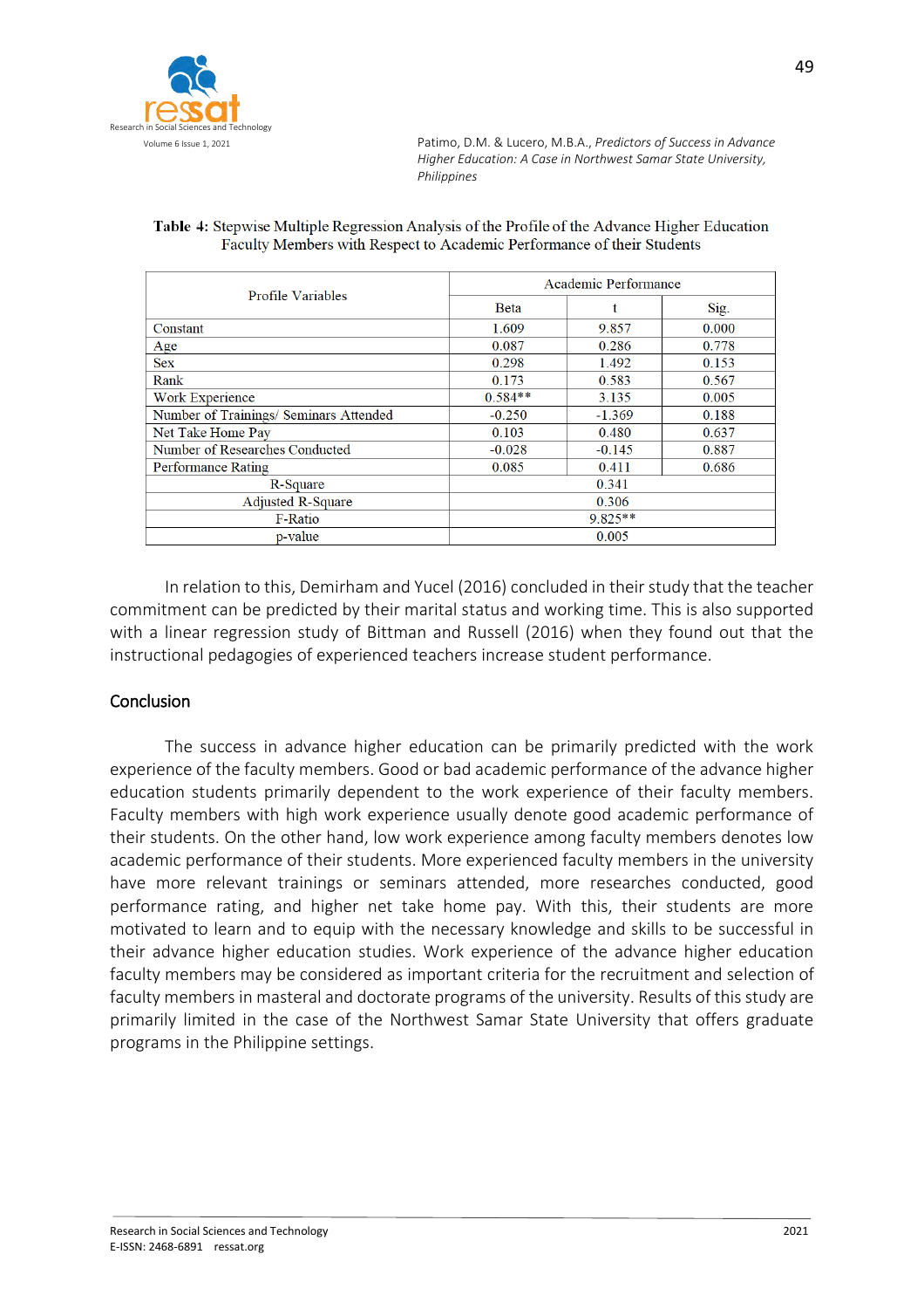**Table 4:** Stepwise Multiple Regression Analysis of the Profile of the Advance Higher Education Faculty Members with Respect to Academic Performance of their Students

| Profile Variables | Academic Performance | | |
|---|---|---|---|
| | Beta | t | Sig. |
| Constant | 1.609 | 9.857 | 0.000 |
| Age | 0.087 | 0.286 | 0.778 |
| Sex | 0.298 | 1.492 | 0.153 |
| Rank | 0.173 | 0.583 | 0.567 |
| Work Experience | 0.584** | 3.135 | 0.005 |
| Number of Trainings/ Seminars Attended | -0.250 | -1.369 | 0.188 |
| Net Take Home Pay | 0.103 | 0.480 | 0.637 |
| Number of Researches Conducted | -0.028 | -0.145 | 0.887 |
| Performance Rating | 0.085 | 0.411 | 0.686 |
| R-Square | 0.341 | | |
| Adjusted R-Square | 0.306 | | |
| F-Ratio | 9.825** | | |
| p-value | 0.005 | | |

In relation to this, Demirham and Yucel (2016) concluded in their study that the teacher commitment can be predicted by their marital status and working time. This is also supported with a linear regression study of Bittman and Russell (2016) when they found out that the instructional pedagogies of experienced teachers increase student performance.

## Conclusion

The success in advance higher education can be primarily predicted with the work experience of the faculty members. Good or bad academic performance of the advance higher education students primarily dependent to the work experience of their faculty members. Faculty members with high work experience usually denote good academic performance of their students. On the other hand, low work experience among faculty members denotes low academic performance of their students. More experienced faculty members in the university have more relevant trainings or seminars attended, more researches conducted, good performance rating, and higher net take home pay. With this, their students are more motivated to learn and to equip with the necessary knowledge and skills to be successful in their advance higher education studies. Work experience of the advance higher education faculty members may be considered as important criteria for the recruitment and selection of faculty members in masteral and doctorate programs of the university. Results of this study are primarily limited in the case of the Northwest Samar State University that offers graduate programs in the Philippine settings.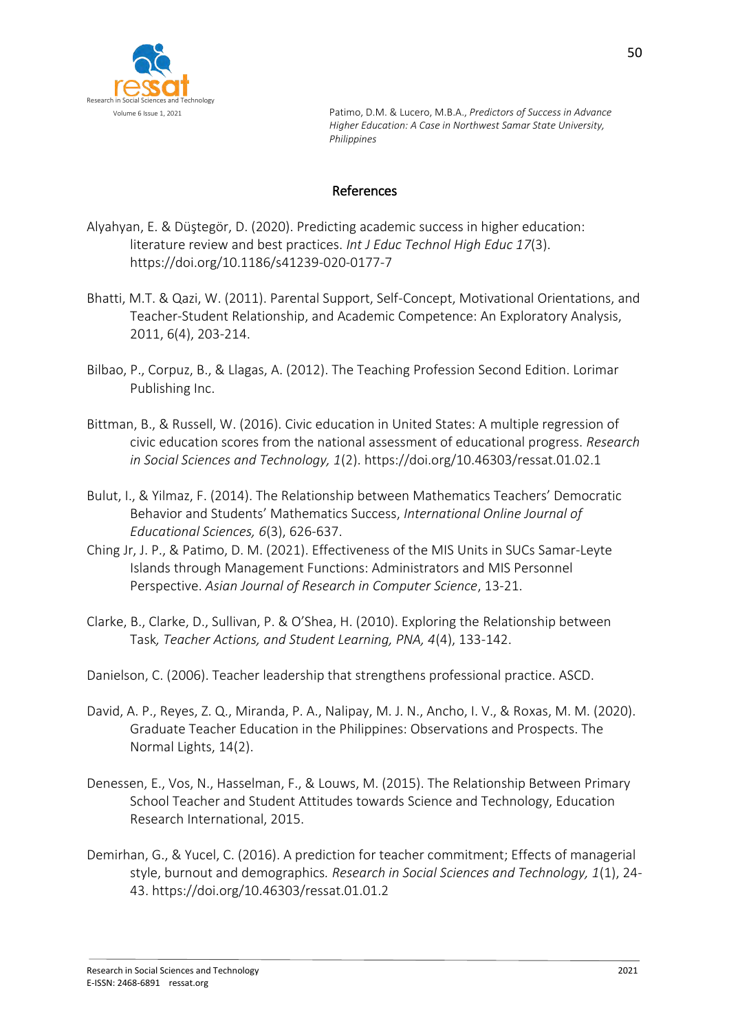## References

Alyahyan, E. & Düştegör, D. (2020). Predicting academic success in higher education: literature review and best practices. *Int J Educ Technol High Educ 17*(3). https://doi.org/10.1186/s41239-020-0177-7

Bhatti, M.T. & Qazi, W. (2011). Parental Support, Self-Concept, Motivational Orientations, and Teacher-Student Relationship, and Academic Competence: An Exploratory Analysis, 2011, 6(4), 203-214.

Bilbao, P., Corpuz, B., & Llagas, A. (2012). The Teaching Profession Second Edition. Lorimar Publishing Inc.

Bittman, B., & Russell, W. (2016). Civic education in United States: A multiple regression of civic education scores from the national assessment of educational progress. *Research in Social Sciences and Technology, 1*(2). https://doi.org/10.46303/ressat.01.02.1

Bulut, I., & Yilmaz, F. (2014). The Relationship between Mathematics Teachers' Democratic Behavior and Students' Mathematics Success, *International Online Journal of Educational Sciences, 6*(3), 626-637.

Ching Jr, J. P., & Patimo, D. M. (2021). Effectiveness of the MIS Units in SUCs Samar-Leyte Islands through Management Functions: Administrators and MIS Personnel Perspective. *Asian Journal of Research in Computer Science*, 13-21.

Clarke, B., Clarke, D., Sullivan, P. & O'Shea, H. (2010). Exploring the Relationship between Task*, Teacher Actions, and Student Learning, PNA, 4*(4), 133-142.

Danielson, C. (2006). Teacher leadership that strengthens professional practice. ASCD.

David, A. P., Reyes, Z. Q., Miranda, P. A., Nalipay, M. J. N., Ancho, I. V., & Roxas, M. M. (2020). Graduate Teacher Education in the Philippines: Observations and Prospects. The Normal Lights, 14(2).

Denessen, E., Vos, N., Hasselman, F., & Louws, M. (2015). The Relationship Between Primary School Teacher and Student Attitudes towards Science and Technology, Education Research International, 2015.

Demirhan, G., & Yucel, C. (2016). A prediction for teacher commitment; Effects of managerial style, burnout and demographics. *Research in Social Sciences and Technology, 1*(1), 24-43. https://doi.org/10.46303/ressat.01.01.2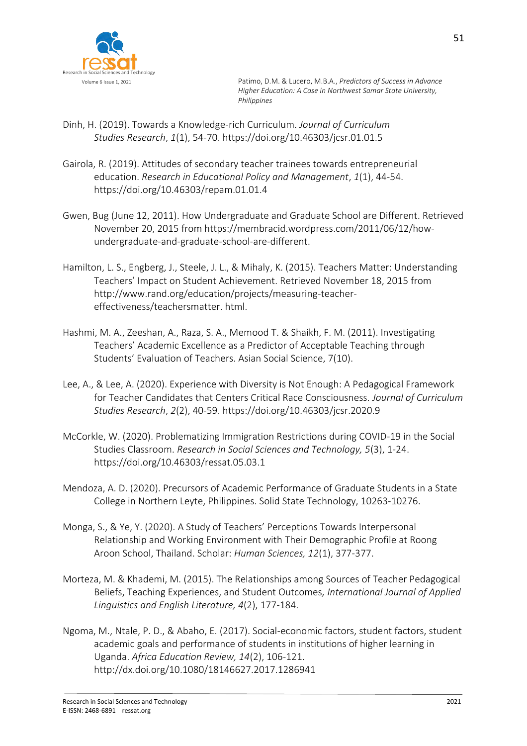Dinh, H. (2019). Towards a Knowledge-rich Curriculum. *Journal of Curriculum Studies Research*, *1*(1), 54-70. https://doi.org/10.46303/jcsr.01.01.5

Gairola, R. (2019). Attitudes of secondary teacher trainees towards entrepreneurial education. *Research in Educational Policy and Management*, *1*(1), 44-54. https://doi.org/10.46303/repam.01.01.4

Gwen, Bug (June 12, 2011). How Undergraduate and Graduate School are Different. Retrieved November 20, 2015 from https://membracid.wordpress.com/2011/06/12/how-undergraduate-and-graduate-school-are-different.

Hamilton, L. S., Engberg, J., Steele, J. L., & Mihaly, K. (2015). Teachers Matter: Understanding Teachers' Impact on Student Achievement. Retrieved November 18, 2015 from http://www.rand.org/education/projects/measuring-teacher-effectiveness/teachersmatter. html.

Hashmi, M. A., Zeeshan, A., Raza, S. A., Memood T. & Shaikh, F. M. (2011). Investigating Teachers' Academic Excellence as a Predictor of Acceptable Teaching through Students' Evaluation of Teachers. Asian Social Science, 7(10).

Lee, A., & Lee, A. (2020). Experience with Diversity is Not Enough: A Pedagogical Framework for Teacher Candidates that Centers Critical Race Consciousness. *Journal of Curriculum Studies Research*, *2*(2), 40-59. https://doi.org/10.46303/jcsr.2020.9

McCorkle, W. (2020). Problematizing Immigration Restrictions during COVID-19 in the Social Studies Classroom. *Research in Social Sciences and Technology, 5*(3), 1-24. https://doi.org/10.46303/ressat.05.03.1

Mendoza, A. D. (2020). Precursors of Academic Performance of Graduate Students in a State College in Northern Leyte, Philippines. Solid State Technology, 10263-10276.

Monga, S., & Ye, Y. (2020). A Study of Teachers' Perceptions Towards Interpersonal Relationship and Working Environment with Their Demographic Profile at Roong Aroon School, Thailand. Scholar: *Human Sciences, 12*(1), 377-377.

Morteza, M. & Khademi, M. (2015). The Relationships among Sources of Teacher Pedagogical Beliefs, Teaching Experiences, and Student Outcomes*, International Journal of Applied Linguistics and English Literature, 4*(2), 177-184.

Ngoma, M., Ntale, P. D., & Abaho, E. (2017). Social-economic factors, student factors, student academic goals and performance of students in institutions of higher learning in Uganda. *Africa Education Review, 14*(2), 106-121. http://dx.doi.org/10.1080/18146627.2017.1286941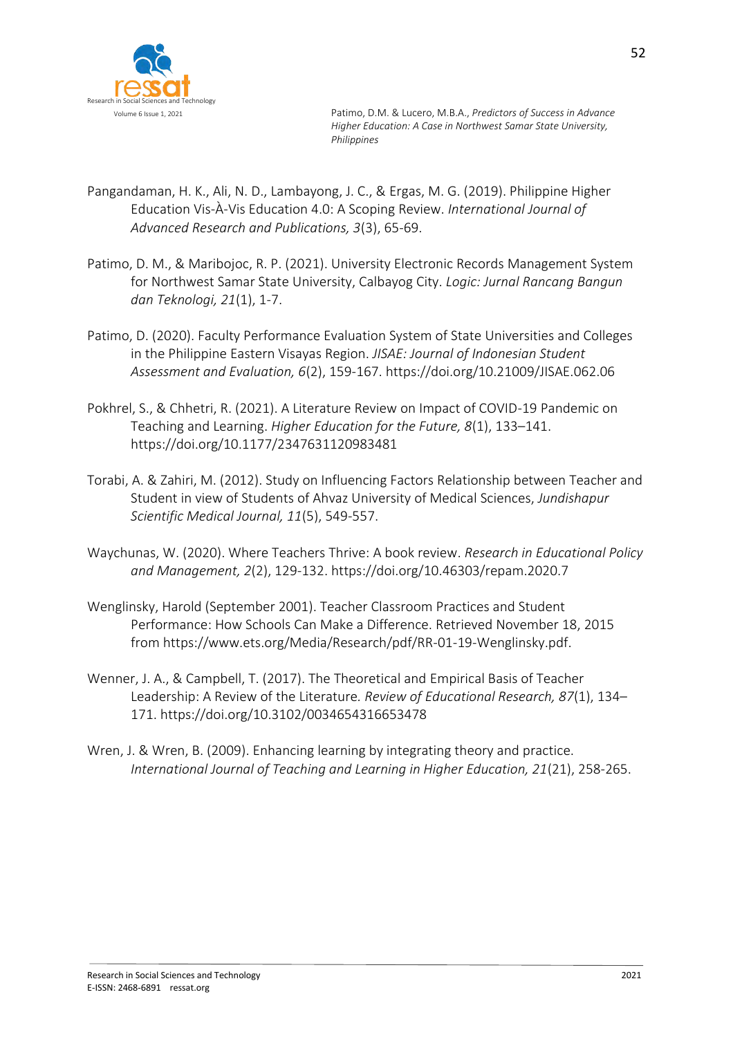Pangandaman, H. K., Ali, N. D., Lambayong, J. C., & Ergas, M. G. (2019). Philippine Higher Education Vis-À-Vis Education 4.0: A Scoping Review. *International Journal of Advanced Research and Publications, 3*(3), 65-69.

Patimo, D. M., & Maribojoc, R. P. (2021). University Electronic Records Management System for Northwest Samar State University, Calbayog City. *Logic: Jurnal Rancang Bangun dan Teknologi, 21*(1), 1-7.

Patimo, D. (2020). Faculty Performance Evaluation System of State Universities and Colleges in the Philippine Eastern Visayas Region. *JISAE: Journal of Indonesian Student Assessment and Evaluation, 6*(2), 159-167. https://doi.org/10.21009/JISAE.062.06

Pokhrel, S., & Chhetri, R. (2021). A Literature Review on Impact of COVID-19 Pandemic on Teaching and Learning. *Higher Education for the Future, 8*(1), 133–141. https://doi.org/10.1177/2347631120983481

Torabi, A. & Zahiri, M. (2012). Study on Influencing Factors Relationship between Teacher and Student in view of Students of Ahvaz University of Medical Sciences, *Jundishapur Scientific Medical Journal, 11*(5), 549-557.

Waychunas, W. (2020). Where Teachers Thrive: A book review. *Research in Educational Policy and Management, 2*(2), 129-132. https://doi.org/10.46303/repam.2020.7

Wenglinsky, Harold (September 2001). Teacher Classroom Practices and Student Performance: How Schools Can Make a Difference. Retrieved November 18, 2015 from https://www.ets.org/Media/Research/pdf/RR-01-19-Wenglinsky.pdf.

Wenner, J. A., & Campbell, T. (2017). The Theoretical and Empirical Basis of Teacher Leadership: A Review of the Literature. *Review of Educational Research, 87*(1), 134–171. https://doi.org/10.3102/0034654316653478

Wren, J. & Wren, B. (2009). Enhancing learning by integrating theory and practice. *International Journal of Teaching and Learning in Higher Education, 21*(21), 258-265.